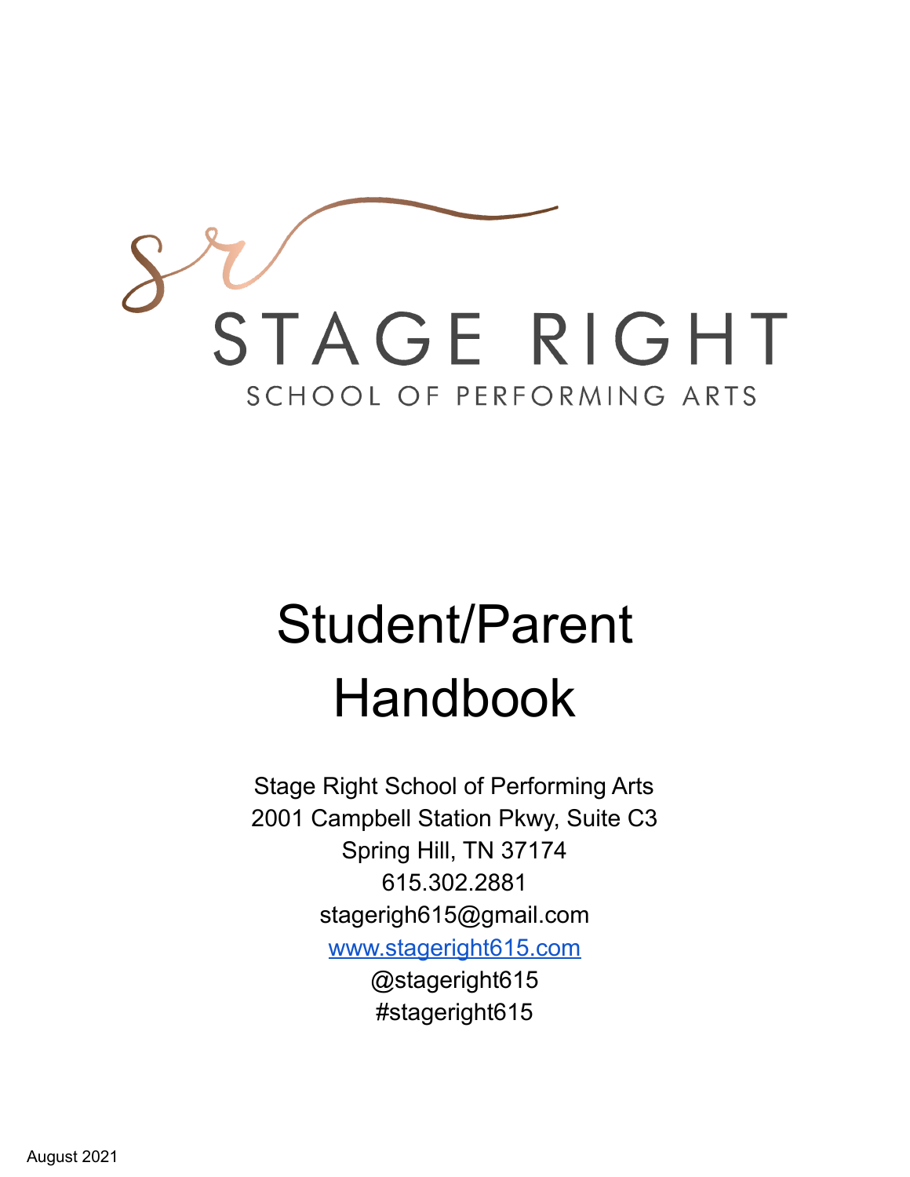STAGE RIGHT

SCHOOL OF PERFORMING ARTS

# Student/Parent Handbook

Stage Right School of Performing Arts
2001 Campbell Station Pkwy, Suite C3
Spring Hill, TN 37174
615.302.2881
stagerigh615@gmail.com
www.stageright615.com
@stageright615
#stageright615

August 2021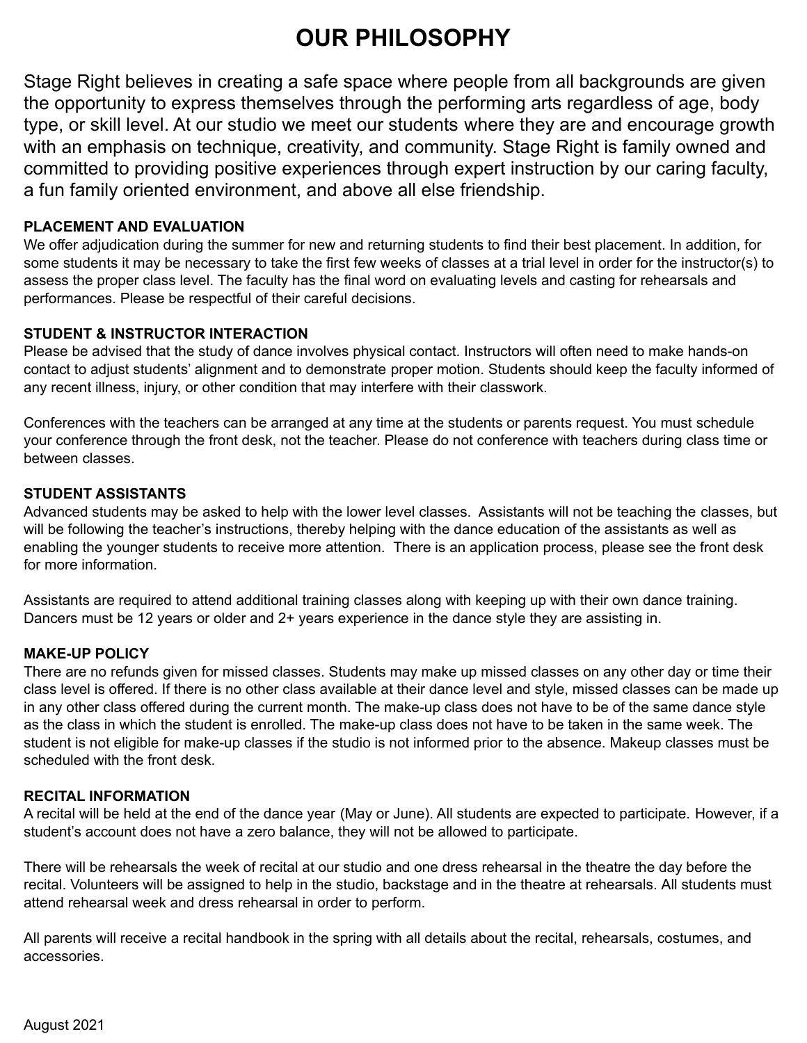# OUR PHILOSOPHY

Stage Right believes in creating a safe space where people from all backgrounds are given the opportunity to express themselves through the performing arts regardless of age, body type, or skill level. At our studio we meet our students where they are and encourage growth with an emphasis on technique, creativity, and community. Stage Right is family owned and committed to providing positive experiences through expert instruction by our caring faculty, a fun family oriented environment, and above all else friendship.

**PLACEMENT AND EVALUATION**

We offer adjudication during the summer for new and returning students to find their best placement. In addition, for some students it may be necessary to take the first few weeks of classes at a trial level in order for the instructor(s) to assess the proper class level. The faculty has the final word on evaluating levels and casting for rehearsals and performances. Please be respectful of their careful decisions.

**STUDENT & INSTRUCTOR INTERACTION**

Please be advised that the study of dance involves physical contact. Instructors will often need to make hands-on contact to adjust students' alignment and to demonstrate proper motion. Students should keep the faculty informed of any recent illness, injury, or other condition that may interfere with their classwork.

Conferences with the teachers can be arranged at any time at the students or parents request. You must schedule your conference through the front desk, not the teacher. Please do not conference with teachers during class time or between classes.

**STUDENT ASSISTANTS**

Advanced students may be asked to help with the lower level classes. Assistants will not be teaching the classes, but will be following the teacher's instructions, thereby helping with the dance education of the assistants as well as enabling the younger students to receive more attention. There is an application process, please see the front desk for more information.

Assistants are required to attend additional training classes along with keeping up with their own dance training. Dancers must be 12 years or older and 2+ years experience in the dance style they are assisting in.

**MAKE-UP POLICY**

There are no refunds given for missed classes. Students may make up missed classes on any other day or time their class level is offered. If there is no other class available at their dance level and style, missed classes can be made up in any other class offered during the current month. The make-up class does not have to be of the same dance style as the class in which the student is enrolled. The make-up class does not have to be taken in the same week. The student is not eligible for make-up classes if the studio is not informed prior to the absence. Makeup classes must be scheduled with the front desk.

**RECITAL INFORMATION**

A recital will be held at the end of the dance year (May or June). All students are expected to participate. However, if a student's account does not have a zero balance, they will not be allowed to participate.

There will be rehearsals the week of recital at our studio and one dress rehearsal in the theatre the day before the recital. Volunteers will be assigned to help in the studio, backstage and in the theatre at rehearsals. All students must attend rehearsal week and dress rehearsal in order to perform.

All parents will receive a recital handbook in the spring with all details about the recital, rehearsals, costumes, and accessories.

August 2021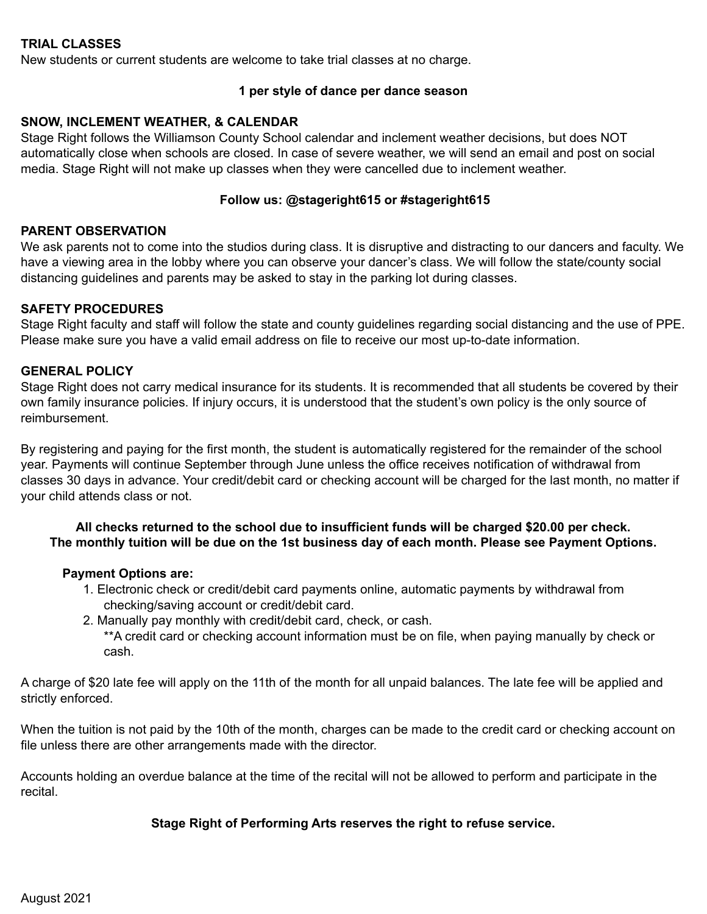**TRIAL CLASSES**
New students or current students are welcome to take trial classes at no charge.

**1 per style of dance per dance season**

**SNOW, INCLEMENT WEATHER, & CALENDAR**
Stage Right follows the Williamson County School calendar and inclement weather decisions, but does NOT automatically close when schools are closed. In case of severe weather, we will send an email and post on social media. Stage Right will not make up classes when they were cancelled due to inclement weather.

**Follow us: @stageright615 or #stageright615**

**PARENT OBSERVATION**
We ask parents not to come into the studios during class. It is disruptive and distracting to our dancers and faculty. We have a viewing area in the lobby where you can observe your dancer's class. We will follow the state/county social distancing guidelines and parents may be asked to stay in the parking lot during classes.

**SAFETY PROCEDURES**
Stage Right faculty and staff will follow the state and county guidelines regarding social distancing and the use of PPE. Please make sure you have a valid email address on file to receive our most up-to-date information.

**GENERAL POLICY**
Stage Right does not carry medical insurance for its students. It is recommended that all students be covered by their own family insurance policies. If injury occurs, it is understood that the student's own policy is the only source of reimbursement.

By registering and paying for the first month, the student is automatically registered for the remainder of the school year. Payments will continue September through June unless the office receives notification of withdrawal from classes 30 days in advance. Your credit/debit card or checking account will be charged for the last month, no matter if your child attends class or not.

**All checks returned to the school due to insufficient funds will be charged $20.00 per check.**
**The monthly tuition will be due on the 1st business day of each month. Please see Payment Options.**

**Payment Options are:**

1. Electronic check or credit/debit card payments online, automatic payments by withdrawal from checking/saving account or credit/debit card.
2. Manually pay monthly with credit/debit card, check, or cash.
   **A credit card or checking account information must be on file, when paying manually by check or cash.

A charge of $20 late fee will apply on the 11th of the month for all unpaid balances. The late fee will be applied and strictly enforced.

When the tuition is not paid by the 10th of the month, charges can be made to the credit card or checking account on file unless there are other arrangements made with the director.

Accounts holding an overdue balance at the time of the recital will not be allowed to perform and participate in the recital.

**Stage Right of Performing Arts reserves the right to refuse service.**

August 2021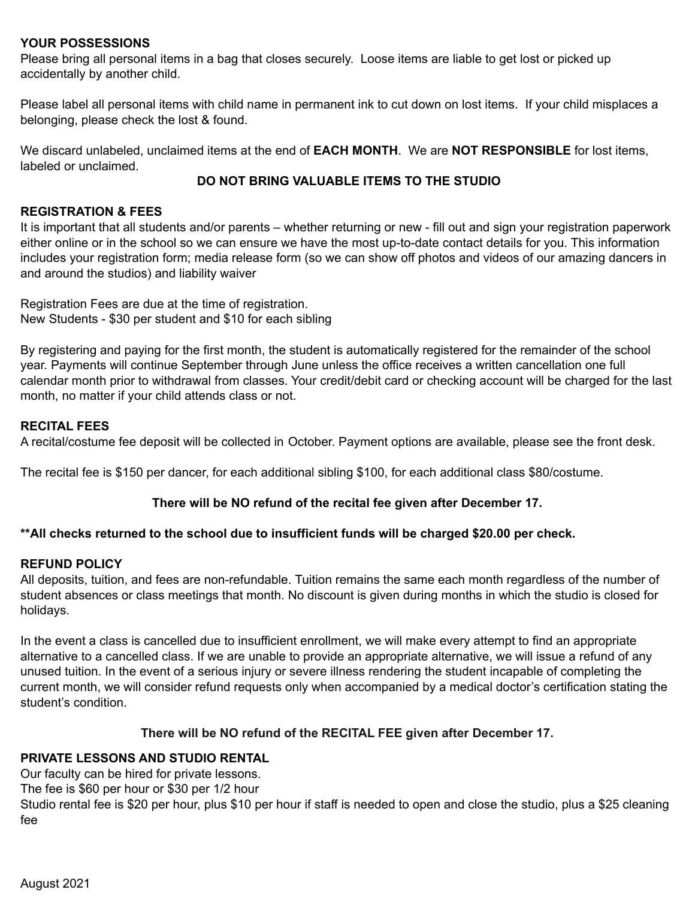**YOUR POSSESSIONS**

Please bring all personal items in a bag that closes securely. Loose items are liable to get lost or picked up accidentally by another child.

Please label all personal items with child name in permanent ink to cut down on lost items. If your child misplaces a belonging, please check the lost & found.

We discard unlabeled, unclaimed items at the end of **EACH MONTH**. We are **NOT RESPONSIBLE** for lost items, labeled or unclaimed.

**DO NOT BRING VALUABLE ITEMS TO THE STUDIO**

**REGISTRATION & FEES**

It is important that all students and/or parents – whether returning or new - fill out and sign your registration paperwork either online or in the school so we can ensure we have the most up-to-date contact details for you. This information includes your registration form; media release form (so we can show off photos and videos of our amazing dancers in and around the studios) and liability waiver

Registration Fees are due at the time of registration.
New Students - $30 per student and $10 for each sibling

By registering and paying for the first month, the student is automatically registered for the remainder of the school year. Payments will continue September through June unless the office receives a written cancellation one full calendar month prior to withdrawal from classes. Your credit/debit card or checking account will be charged for the last month, no matter if your child attends class or not.

**RECITAL FEES**

A recital/costume fee deposit will be collected in October. Payment options are available, please see the front desk.

The recital fee is $150 per dancer, for each additional sibling $100, for each additional class $80/costume.

**There will be NO refund of the recital fee given after December 17.**

**\*\*All checks returned to the school due to insufficient funds will be charged $20.00 per check.**

**REFUND POLICY**

All deposits, tuition, and fees are non-refundable. Tuition remains the same each month regardless of the number of student absences or class meetings that month. No discount is given during months in which the studio is closed for holidays.

In the event a class is cancelled due to insufficient enrollment, we will make every attempt to find an appropriate alternative to a cancelled class. If we are unable to provide an appropriate alternative, we will issue a refund of any unused tuition. In the event of a serious injury or severe illness rendering the student incapable of completing the current month, we will consider refund requests only when accompanied by a medical doctor's certification stating the student's condition.

**There will be NO refund of the RECITAL FEE given after December 17.**

**PRIVATE LESSONS AND STUDIO RENTAL**

Our faculty can be hired for private lessons.
The fee is $60 per hour or $30 per 1/2 hour
Studio rental fee is $20 per hour, plus $10 per hour if staff is needed to open and close the studio, plus a $25 cleaning fee

August 2021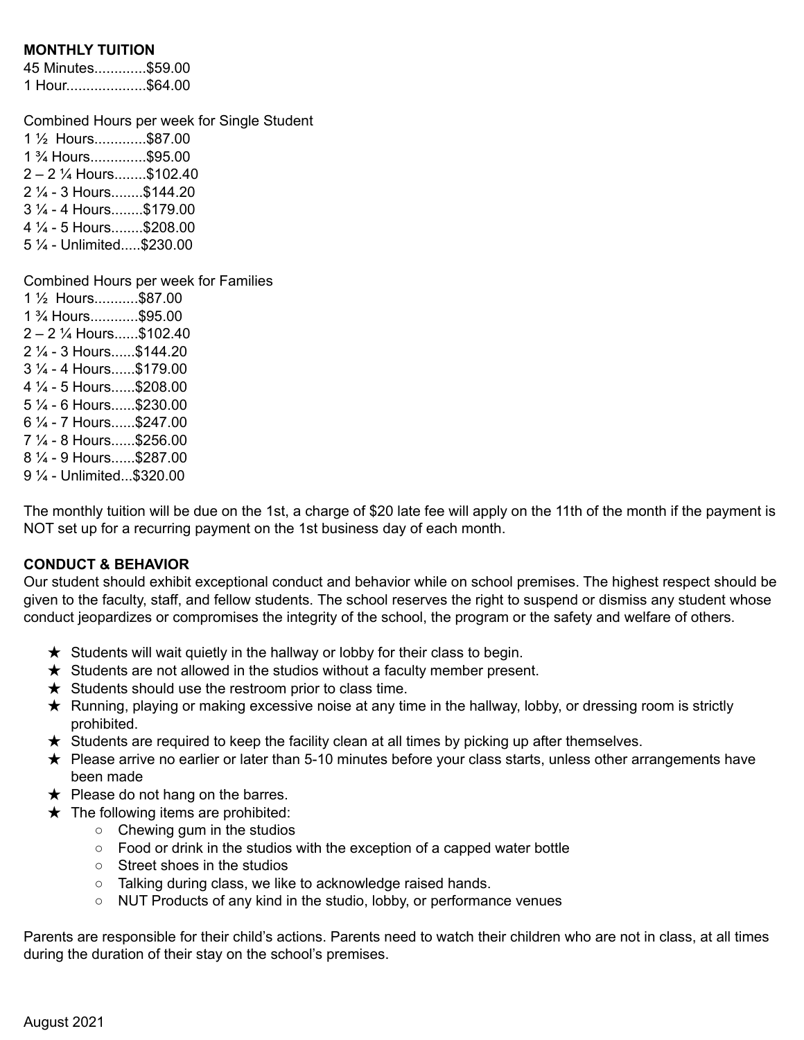**MONTHLY TUITION**

45 Minutes.............$59.00
1 Hour....................$64.00

Combined Hours per week for Single Student

1 ½ Hours.............$87.00
1 ¾ Hours..............$95.00
2 – 2 ¼ Hours........$102.40
2 ¼ - 3 Hours........$144.20
3 ¼ - 4 Hours........$179.00
4 ¼ - 5 Hours........$208.00
5 ¼ - Unlimited.....$230.00

Combined Hours per week for Families

1 ½ Hours...........$87.00
1 ¾ Hours............$95.00
2 – 2 ¼ Hours......$102.40
2 ¼ - 3 Hours......$144.20
3 ¼ - 4 Hours......$179.00
4 ¼ - 5 Hours......$208.00
5 ¼ - 6 Hours......$230.00
6 ¼ - 7 Hours......$247.00
7 ¼ - 8 Hours......$256.00
8 ¼ - 9 Hours......$287.00
9 ¼ - Unlimited...$320.00

The monthly tuition will be due on the 1st, a charge of $20 late fee will apply on the 11th of the month if the payment is NOT set up for a recurring payment on the 1st business day of each month.

**CONDUCT & BEHAVIOR**

Our student should exhibit exceptional conduct and behavior while on school premises. The highest respect should be given to the faculty, staff, and fellow students. The school reserves the right to suspend or dismiss any student whose conduct jeopardizes or compromises the integrity of the school, the program or the safety and welfare of others.

- ★ Students will wait quietly in the hallway or lobby for their class to begin.
- ★ Students are not allowed in the studios without a faculty member present.
- ★ Students should use the restroom prior to class time.
- ★ Running, playing or making excessive noise at any time in the hallway, lobby, or dressing room is strictly prohibited.
- ★ Students are required to keep the facility clean at all times by picking up after themselves.
- ★ Please arrive no earlier or later than 5-10 minutes before your class starts, unless other arrangements have been made
- ★ Please do not hang on the barres.
- ★ The following items are prohibited:
  - Chewing gum in the studios
  - Food or drink in the studios with the exception of a capped water bottle
  - Street shoes in the studios
  - Talking during class, we like to acknowledge raised hands.
  - NUT Products of any kind in the studio, lobby, or performance venues

Parents are responsible for their child's actions. Parents need to watch their children who are not in class, at all times during the duration of their stay on the school's premises.

August 2021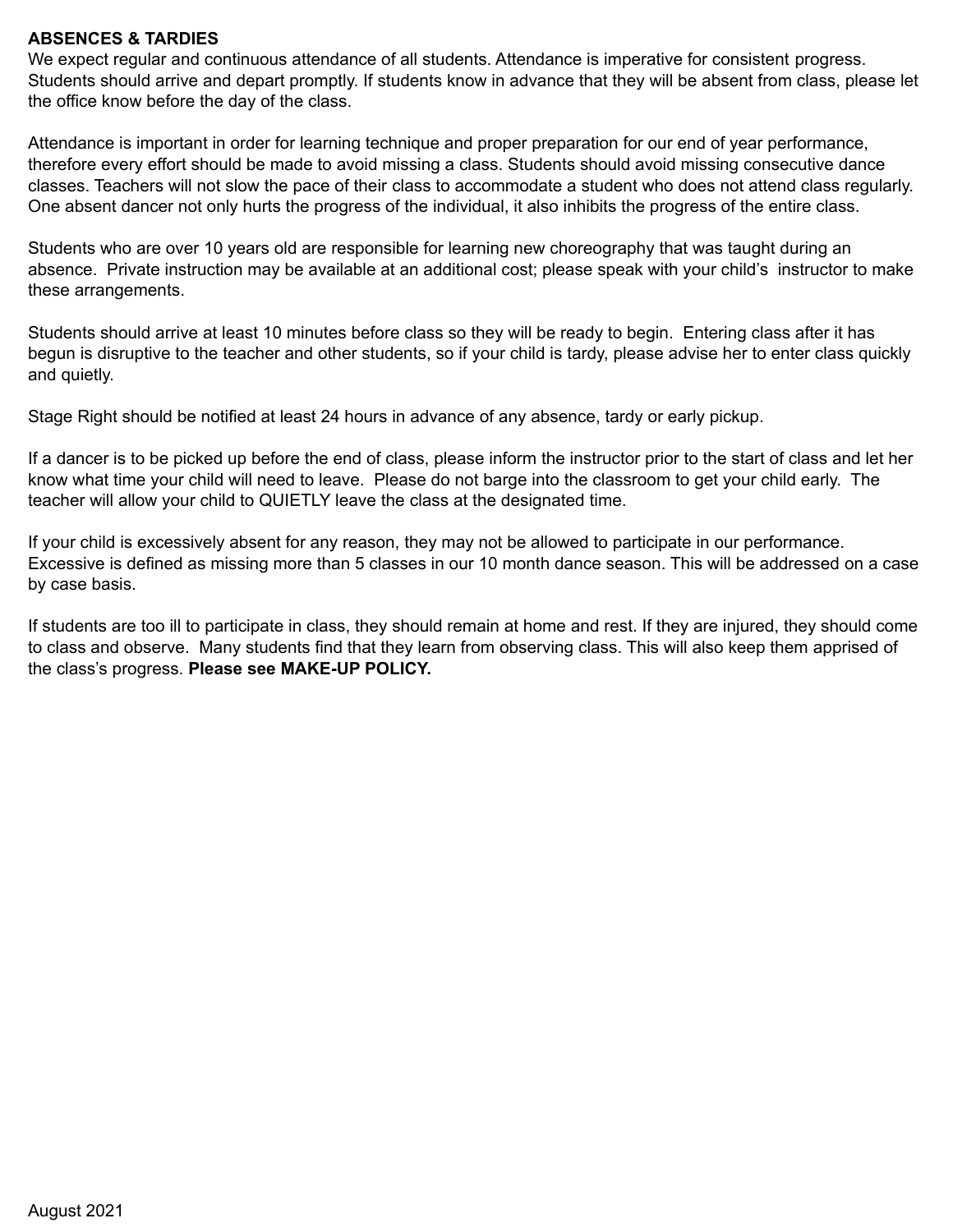**ABSENCES & TARDIES**
We expect regular and continuous attendance of all students. Attendance is imperative for consistent progress. Students should arrive and depart promptly. If students know in advance that they will be absent from class, please let the office know before the day of the class.

Attendance is important in order for learning technique and proper preparation for our end of year performance, therefore every effort should be made to avoid missing a class. Students should avoid missing consecutive dance classes. Teachers will not slow the pace of their class to accommodate a student who does not attend class regularly. One absent dancer not only hurts the progress of the individual, it also inhibits the progress of the entire class.

Students who are over 10 years old are responsible for learning new choreography that was taught during an absence. Private instruction may be available at an additional cost; please speak with your child's instructor to make these arrangements.

Students should arrive at least 10 minutes before class so they will be ready to begin. Entering class after it has begun is disruptive to the teacher and other students, so if your child is tardy, please advise her to enter class quickly and quietly.

Stage Right should be notified at least 24 hours in advance of any absence, tardy or early pickup.

If a dancer is to be picked up before the end of class, please inform the instructor prior to the start of class and let her know what time your child will need to leave. Please do not barge into the classroom to get your child early. The teacher will allow your child to QUIETLY leave the class at the designated time.

If your child is excessively absent for any reason, they may not be allowed to participate in our performance. Excessive is defined as missing more than 5 classes in our 10 month dance season. This will be addressed on a case by case basis.

If students are too ill to participate in class, they should remain at home and rest. If they are injured, they should come to class and observe. Many students find that they learn from observing class. This will also keep them apprised of the class's progress. **Please see MAKE-UP POLICY.**

August 2021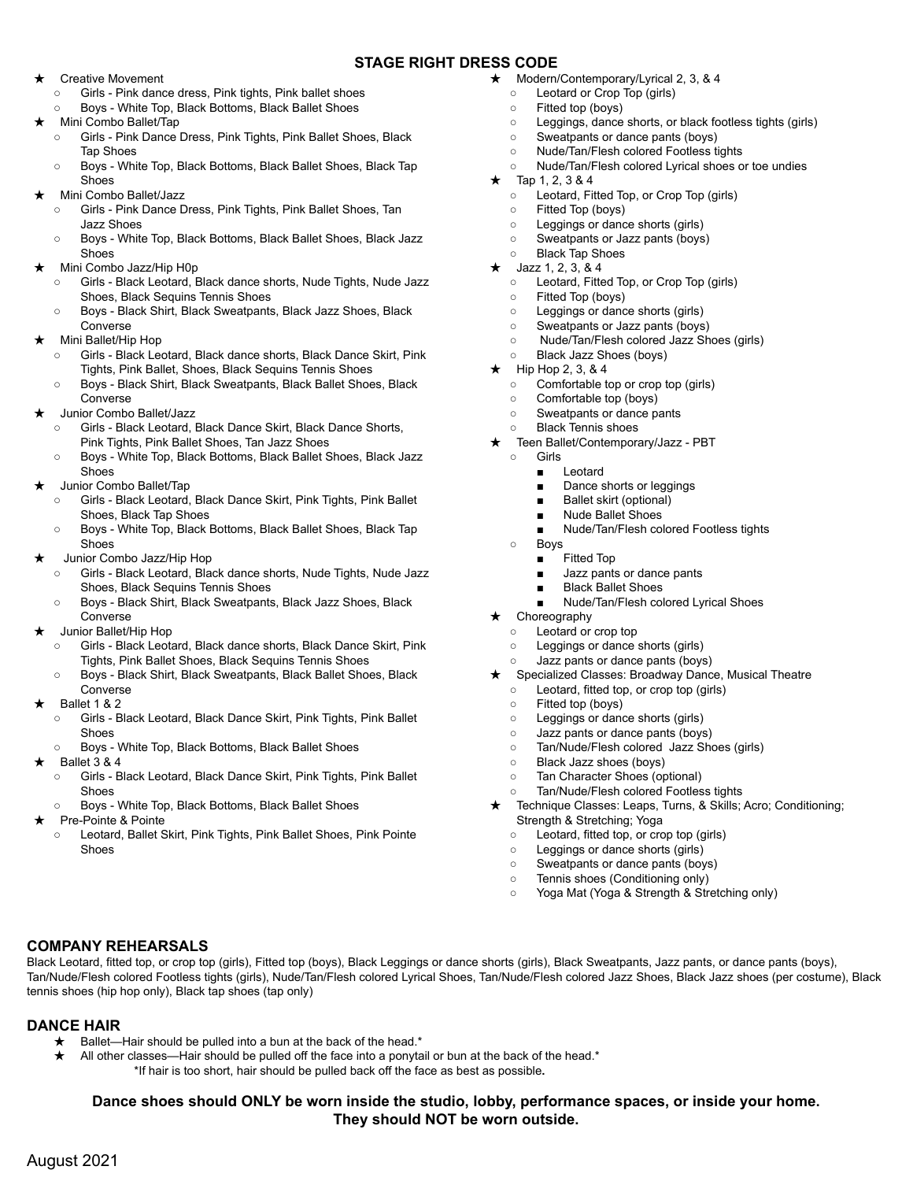# STAGE RIGHT DRESS CODE

- ★ Creative Movement
  - Girls - Pink dance dress, Pink tights, Pink ballet shoes
  - Boys - White Top, Black Bottoms, Black Ballet Shoes
- ★ Mini Combo Ballet/Tap
  - Girls - Pink Dance Dress, Pink Tights, Pink Ballet Shoes, Black Tap Shoes
  - Boys - White Top, Black Bottoms, Black Ballet Shoes, Black Tap Shoes
- ★ Mini Combo Ballet/Jazz
  - Girls - Pink Dance Dress, Pink Tights, Pink Ballet Shoes, Tan Jazz Shoes
  - Boys - White Top, Black Bottoms, Black Ballet Shoes, Black Jazz Shoes
- ★ Mini Combo Jazz/Hip H0p
  - Girls - Black Leotard, Black dance shorts, Nude Tights, Nude Jazz Shoes, Black Sequins Tennis Shoes
  - Boys - Black Shirt, Black Sweatpants, Black Jazz Shoes, Black Converse
- ★ Mini Ballet/Hip Hop
  - Girls - Black Leotard, Black dance shorts, Black Dance Skirt, Pink Tights, Pink Ballet, Shoes, Black Sequins Tennis Shoes
  - Boys - Black Shirt, Black Sweatpants, Black Ballet Shoes, Black Converse
- ★ Junior Combo Ballet/Jazz
  - Girls - Black Leotard, Black Dance Skirt, Black Dance Shorts, Pink Tights, Pink Ballet Shoes, Tan Jazz Shoes
  - Boys - White Top, Black Bottoms, Black Ballet Shoes, Black Jazz Shoes
- ★ Junior Combo Ballet/Tap
  - Girls - Black Leotard, Black Dance Skirt, Pink Tights, Pink Ballet Shoes, Black Tap Shoes
  - Boys - White Top, Black Bottoms, Black Ballet Shoes, Black Tap Shoes
- ★ Junior Combo Jazz/Hip Hop
  - Girls - Black Leotard, Black dance shorts, Nude Tights, Nude Jazz Shoes, Black Sequins Tennis Shoes
  - Boys - Black Shirt, Black Sweatpants, Black Jazz Shoes, Black Converse
- ★ Junior Ballet/Hip Hop
  - Girls - Black Leotard, Black dance shorts, Black Dance Skirt, Pink Tights, Pink Ballet Shoes, Black Sequins Tennis Shoes
  - Boys - Black Shirt, Black Sweatpants, Black Ballet Shoes, Black Converse
- ★ Ballet 1 & 2
  - Girls - Black Leotard, Black Dance Skirt, Pink Tights, Pink Ballet Shoes
  - Boys - White Top, Black Bottoms, Black Ballet Shoes
- ★ Ballet 3 & 4
  - Girls - Black Leotard, Black Dance Skirt, Pink Tights, Pink Ballet Shoes
  - Boys - White Top, Black Bottoms, Black Ballet Shoes
- ★ Pre-Pointe & Pointe
  - Leotard, Ballet Skirt, Pink Tights, Pink Ballet Shoes, Pink Pointe Shoes
- ★ Modern/Contemporary/Lyrical 2, 3, & 4
  - Leotard or Crop Top (girls)
  - Fitted top (boys)
  - Leggings, dance shorts, or black footless tights (girls)
  - Sweatpants or dance pants (boys)
  - Nude/Tan/Flesh colored Footless tights
  - Nude/Tan/Flesh colored Lyrical shoes or toe undies
- ★ Tap 1, 2, 3 & 4
  - Leotard, Fitted Top, or Crop Top (girls)
  - Fitted Top (boys)
  - Leggings or dance shorts (girls)
  - Sweatpants or Jazz pants (boys)
  - Black Tap Shoes
- ★ Jazz 1, 2, 3, & 4
  - Leotard, Fitted Top, or Crop Top (girls)
  - Fitted Top (boys)
  - Leggings or dance shorts (girls)
  - Sweatpants or Jazz pants (boys)
  - Nude/Tan/Flesh colored Jazz Shoes (girls)
  - Black Jazz Shoes (boys)
- ★ Hip Hop 2, 3, & 4
  - Comfortable top or crop top (girls)
  - Comfortable top (boys)
  - Sweatpants or dance pants
  - Black Tennis shoes
- ★ Teen Ballet/Contemporary/Jazz - PBT
  - Girls
    - Leotard
    - Dance shorts or leggings
    - Ballet skirt (optional)
    - Nude Ballet Shoes
    - Nude/Tan/Flesh colored Footless tights
  - Boys
    - Fitted Top
    - Jazz pants or dance pants
    - Black Ballet Shoes
    - Nude/Tan/Flesh colored Lyrical Shoes
- ★ Choreography
  - Leotard or crop top
  - Leggings or dance shorts (girls)
  - Jazz pants or dance pants (boys)
- ★ Specialized Classes: Broadway Dance, Musical Theatre
  - Leotard, fitted top, or crop top (girls)
  - Fitted top (boys)
  - Leggings or dance shorts (girls)
  - Jazz pants or dance pants (boys)
  - Tan/Nude/Flesh colored Jazz Shoes (girls)
  - Black Jazz shoes (boys)
  - Tan Character Shoes (optional)
  - Tan/Nude/Flesh colored Footless tights
- ★ Technique Classes: Leaps, Turns, & Skills; Acro; Conditioning; Strength & Stretching; Yoga
  - Leotard, fitted top, or crop top (girls)
  - Leggings or dance shorts (girls)
  - Sweatpants or dance pants (boys)
  - Tennis shoes (Conditioning only)
  - Yoga Mat (Yoga & Strength & Stretching only)

## COMPANY REHEARSALS

Black Leotard, fitted top, or crop top (girls), Fitted top (boys), Black Leggings or dance shorts (girls), Black Sweatpants, Jazz pants, or dance pants (boys), Tan/Nude/Flesh colored Footless tights (girls), Nude/Tan/Flesh colored Lyrical Shoes, Tan/Nude/Flesh colored Jazz Shoes, Black Jazz shoes (per costume), Black tennis shoes (hip hop only), Black tap shoes (tap only)

## DANCE HAIR

- ★ Ballet—Hair should be pulled into a bun at the back of the head.*
- ★ All other classes—Hair should be pulled off the face into a ponytail or bun at the back of the head.*

*If hair is too short, hair should be pulled back off the face as best as possible.

**Dance shoes should ONLY be worn inside the studio, lobby, performance spaces, or inside your home. They should NOT be worn outside.**

August 2021